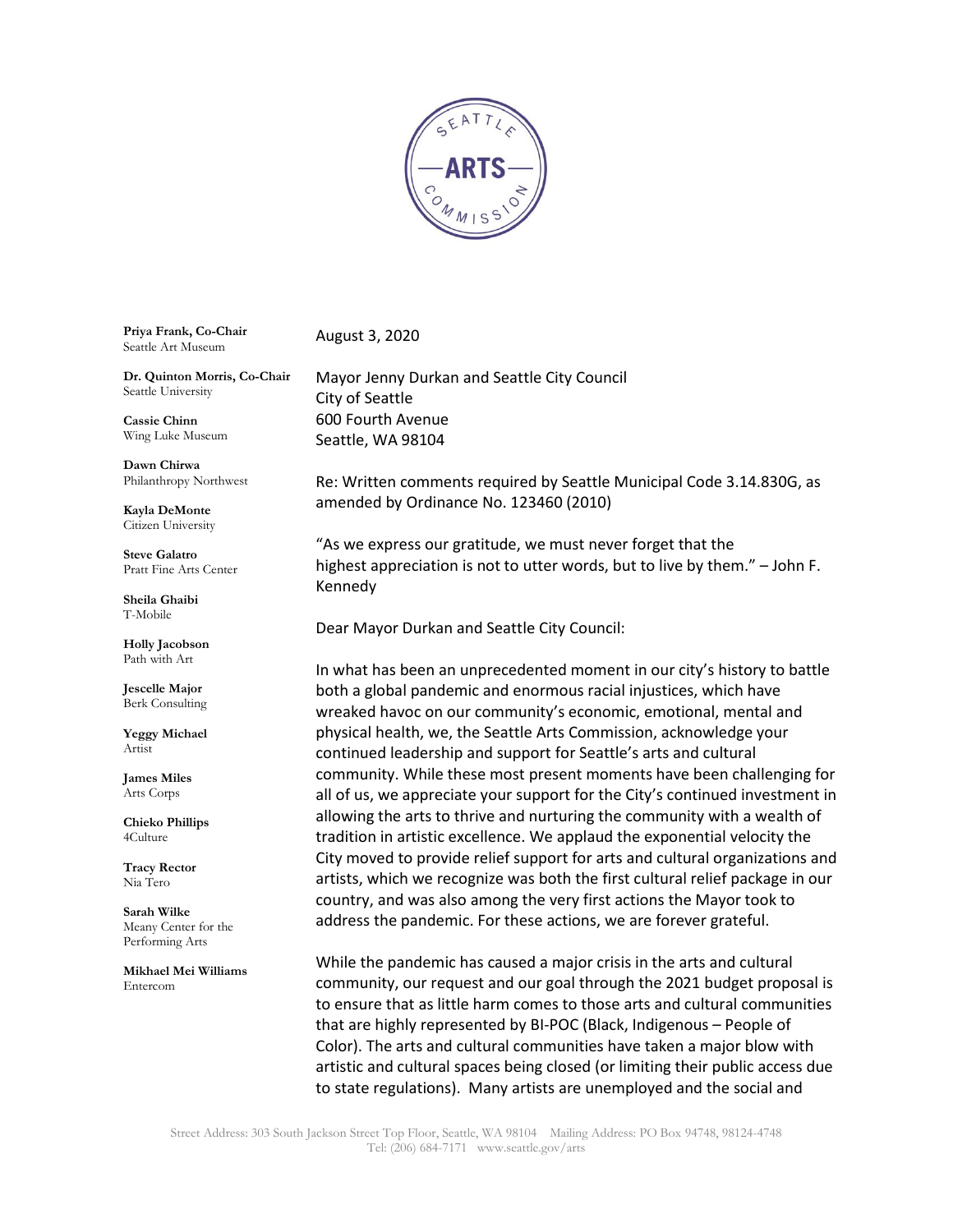SEATTLE ARTS COMMISSION

**Priya Frank, Co-Chair**
Seattle Art Museum

**Dr. Quinton Morris, Co-Chair**
Seattle University

**Cassie Chinn**
Wing Luke Museum

**Dawn Chirwa**
Philanthropy Northwest

**Kayla DeMonte**
Citizen University

**Steve Galatro**
Pratt Fine Arts Center

**Sheila Ghaibi**
T-Mobile

**Holly Jacobson**
Path with Art

**Jescelle Major**
Berk Consulting

**Yeggy Michael**
Artist

**James Miles**
Arts Corps

**Chieko Phillips**
4Culture

**Tracy Rector**
Nia Tero

**Sarah Wilke**
Meany Center for the Performing Arts

**Mikhael Mei Williams**
Entercom

August 3, 2020

Mayor Jenny Durkan and Seattle City Council
City of Seattle
600 Fourth Avenue
Seattle, WA 98104

Re: Written comments required by Seattle Municipal Code 3.14.830G, as amended by Ordinance No. 123460 (2010)

"As we express our gratitude, we must never forget that the highest appreciation is not to utter words, but to live by them." – John F. Kennedy

Dear Mayor Durkan and Seattle City Council:

In what has been an unprecedented moment in our city's history to battle both a global pandemic and enormous racial injustices, which have wreaked havoc on our community's economic, emotional, mental and physical health, we, the Seattle Arts Commission, acknowledge your continued leadership and support for Seattle's arts and cultural community. While these most present moments have been challenging for all of us, we appreciate your support for the City's continued investment in allowing the arts to thrive and nurturing the community with a wealth of tradition in artistic excellence. We applaud the exponential velocity the City moved to provide relief support for arts and cultural organizations and artists, which we recognize was both the first cultural relief package in our country, and was also among the very first actions the Mayor took to address the pandemic. For these actions, we are forever grateful.

While the pandemic has caused a major crisis in the arts and cultural community, our request and our goal through the 2021 budget proposal is to ensure that as little harm comes to those arts and cultural communities that are highly represented by BI-POC (Black, Indigenous – People of Color). The arts and cultural communities have taken a major blow with artistic and cultural spaces being closed (or limiting their public access due to state regulations). Many artists are unemployed and the social and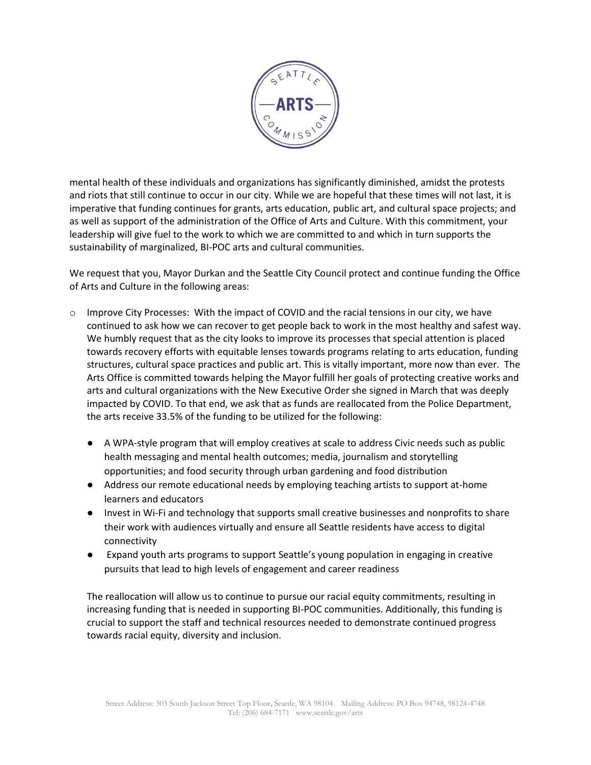mental health of these individuals and organizations has significantly diminished, amidst the protests and riots that still continue to occur in our city. While we are hopeful that these times will not last, it is imperative that funding continues for grants, arts education, public art, and cultural space projects; and as well as support of the administration of the Office of Arts and Culture. With this commitment, your leadership will give fuel to the work to which we are committed to and which in turn supports the sustainability of marginalized, BI-POC arts and cultural communities.

We request that you, Mayor Durkan and the Seattle City Council protect and continue funding the Office of Arts and Culture in the following areas:

- Improve City Processes: With the impact of COVID and the racial tensions in our city, we have continued to ask how we can recover to get people back to work in the most healthy and safest way. We humbly request that as the city looks to improve its processes that special attention is placed towards recovery efforts with equitable lenses towards programs relating to arts education, funding structures, cultural space practices and public art. This is vitally important, more now than ever. The Arts Office is committed towards helping the Mayor fulfill her goals of protecting creative works and arts and cultural organizations with the New Executive Order she signed in March that was deeply impacted by COVID. To that end, we ask that as funds are reallocated from the Police Department, the arts receive 33.5% of the funding to be utilized for the following:

  - A WPA-style program that will employ creatives at scale to address Civic needs such as public health messaging and mental health outcomes; media, journalism and storytelling opportunities; and food security through urban gardening and food distribution
  - Address our remote educational needs by employing teaching artists to support at-home learners and educators
  - Invest in Wi-Fi and technology that supports small creative businesses and nonprofits to share their work with audiences virtually and ensure all Seattle residents have access to digital connectivity
  - Expand youth arts programs to support Seattle's young population in engaging in creative pursuits that lead to high levels of engagement and career readiness

  The reallocation will allow us to continue to pursue our racial equity commitments, resulting in increasing funding that is needed in supporting BI-POC communities. Additionally, this funding is crucial to support the staff and technical resources needed to demonstrate continued progress towards racial equity, diversity and inclusion.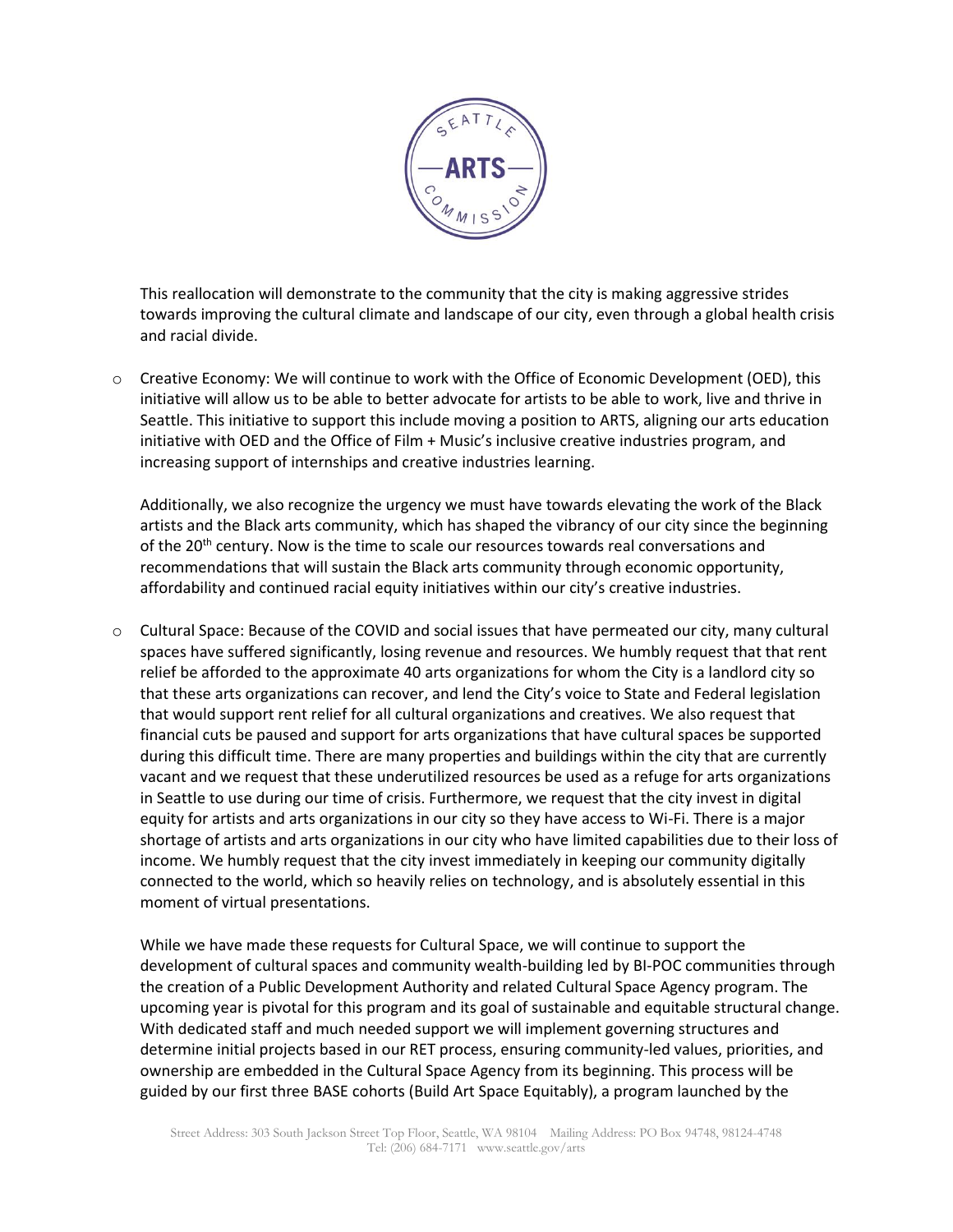This reallocation will demonstrate to the community that the city is making aggressive strides towards improving the cultural climate and landscape of our city, even through a global health crisis and racial divide.

- Creative Economy: We will continue to work with the Office of Economic Development (OED), this initiative will allow us to be able to better advocate for artists to be able to work, live and thrive in Seattle. This initiative to support this include moving a position to ARTS, aligning our arts education initiative with OED and the Office of Film + Music's inclusive creative industries program, and increasing support of internships and creative industries learning.

  Additionally, we also recognize the urgency we must have towards elevating the work of the Black artists and the Black arts community, which has shaped the vibrancy of our city since the beginning of the 20th century. Now is the time to scale our resources towards real conversations and recommendations that will sustain the Black arts community through economic opportunity, affordability and continued racial equity initiatives within our city's creative industries.

- Cultural Space: Because of the COVID and social issues that have permeated our city, many cultural spaces have suffered significantly, losing revenue and resources. We humbly request that that rent relief be afforded to the approximate 40 arts organizations for whom the City is a landlord city so that these arts organizations can recover, and lend the City's voice to State and Federal legislation that would support rent relief for all cultural organizations and creatives. We also request that financial cuts be paused and support for arts organizations that have cultural spaces be supported during this difficult time. There are many properties and buildings within the city that are currently vacant and we request that these underutilized resources be used as a refuge for arts organizations in Seattle to use during our time of crisis. Furthermore, we request that the city invest in digital equity for artists and arts organizations in our city so they have access to Wi-Fi. There is a major shortage of artists and arts organizations in our city who have limited capabilities due to their loss of income. We humbly request that the city invest immediately in keeping our community digitally connected to the world, which so heavily relies on technology, and is absolutely essential in this moment of virtual presentations.

  While we have made these requests for Cultural Space, we will continue to support the development of cultural spaces and community wealth-building led by BI-POC communities through the creation of a Public Development Authority and related Cultural Space Agency program. The upcoming year is pivotal for this program and its goal of sustainable and equitable structural change. With dedicated staff and much needed support we will implement governing structures and determine initial projects based in our RET process, ensuring community-led values, priorities, and ownership are embedded in the Cultural Space Agency from its beginning. This process will be guided by our first three BASE cohorts (Build Art Space Equitably), a program launched by the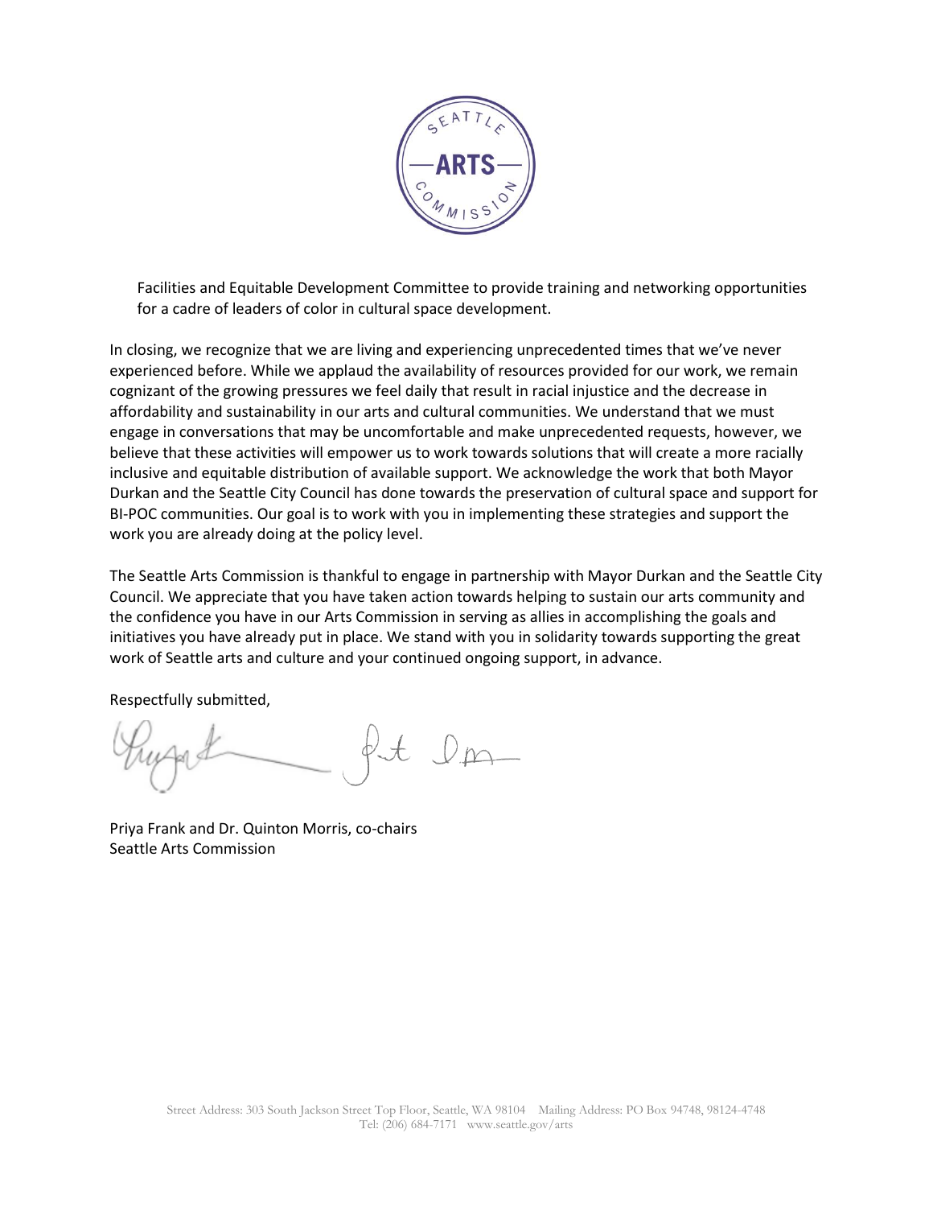Facilities and Equitable Development Committee to provide training and networking opportunities for a cadre of leaders of color in cultural space development.

In closing, we recognize that we are living and experiencing unprecedented times that we've never experienced before. While we applaud the availability of resources provided for our work, we remain cognizant of the growing pressures we feel daily that result in racial injustice and the decrease in affordability and sustainability in our arts and cultural communities. We understand that we must engage in conversations that may be uncomfortable and make unprecedented requests, however, we believe that these activities will empower us to work towards solutions that will create a more racially inclusive and equitable distribution of available support. We acknowledge the work that both Mayor Durkan and the Seattle City Council has done towards the preservation of cultural space and support for BI-POC communities. Our goal is to work with you in implementing these strategies and support the work you are already doing at the policy level.

The Seattle Arts Commission is thankful to engage in partnership with Mayor Durkan and the Seattle City Council. We appreciate that you have taken action towards helping to sustain our arts community and the confidence you have in our Arts Commission in serving as allies in accomplishing the goals and initiatives you have already put in place. We stand with you in solidarity towards supporting the great work of Seattle arts and culture and your continued ongoing support, in advance.

Respectfully submitted,

Priya Frank and Dr. Quinton Morris, co-chairs
Seattle Arts Commission